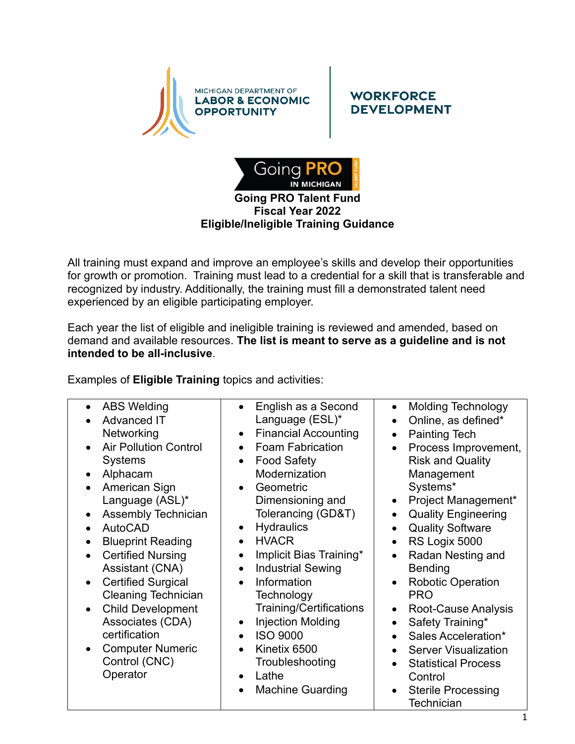MICHIGAN DEPARTMENT OF LABOR & ECONOMIC OPPORTUNITY | WORKFORCE DEVELOPMENT

Going PRO IN MICHIGAN TALENT FUND

# Going PRO Talent Fund
## Fiscal Year 2022
## Eligible/Ineligible Training Guidance

All training must expand and improve an employee's skills and develop their opportunities for growth or promotion. Training must lead to a credential for a skill that is transferable and recognized by industry. Additionally, the training must fill a demonstrated talent need experienced by an eligible participating employer.

Each year the list of eligible and ineligible training is reviewed and amended, based on demand and available resources. **The list is meant to serve as a guideline and is not intended to be all-inclusive**.

Examples of **Eligible Training** topics and activities:

- ABS Welding
- Advanced IT Networking
- Air Pollution Control Systems
- Alphacam
- American Sign Language (ASL)*
- Assembly Technician
- AutoCAD
- Blueprint Reading
- Certified Nursing Assistant (CNA)
- Certified Surgical Cleaning Technician
- Child Development Associates (CDA) certification
- Computer Numeric Control (CNC) Operator
- English as a Second Language (ESL)*
- Financial Accounting
- Foam Fabrication
- Food Safety Modernization
- Geometric Dimensioning and Tolerancing (GD&T)
- Hydraulics
- HVACR
- Implicit Bias Training*
- Industrial Sewing
- Information Technology Training/Certifications
- Injection Molding
- ISO 9000
- Kinetix 6500 Troubleshooting
- Lathe
- Machine Guarding
- Molding Technology
- Online, as defined*
- Painting Tech
- Process Improvement, Risk and Quality Management Systems*
- Project Management*
- Quality Engineering
- Quality Software
- RS Logix 5000
- Radan Nesting and Bending
- Robotic Operation PRO
- Root-Cause Analysis
- Safety Training*
- Sales Acceleration*
- Server Visualization
- Statistical Process Control
- Sterile Processing Technician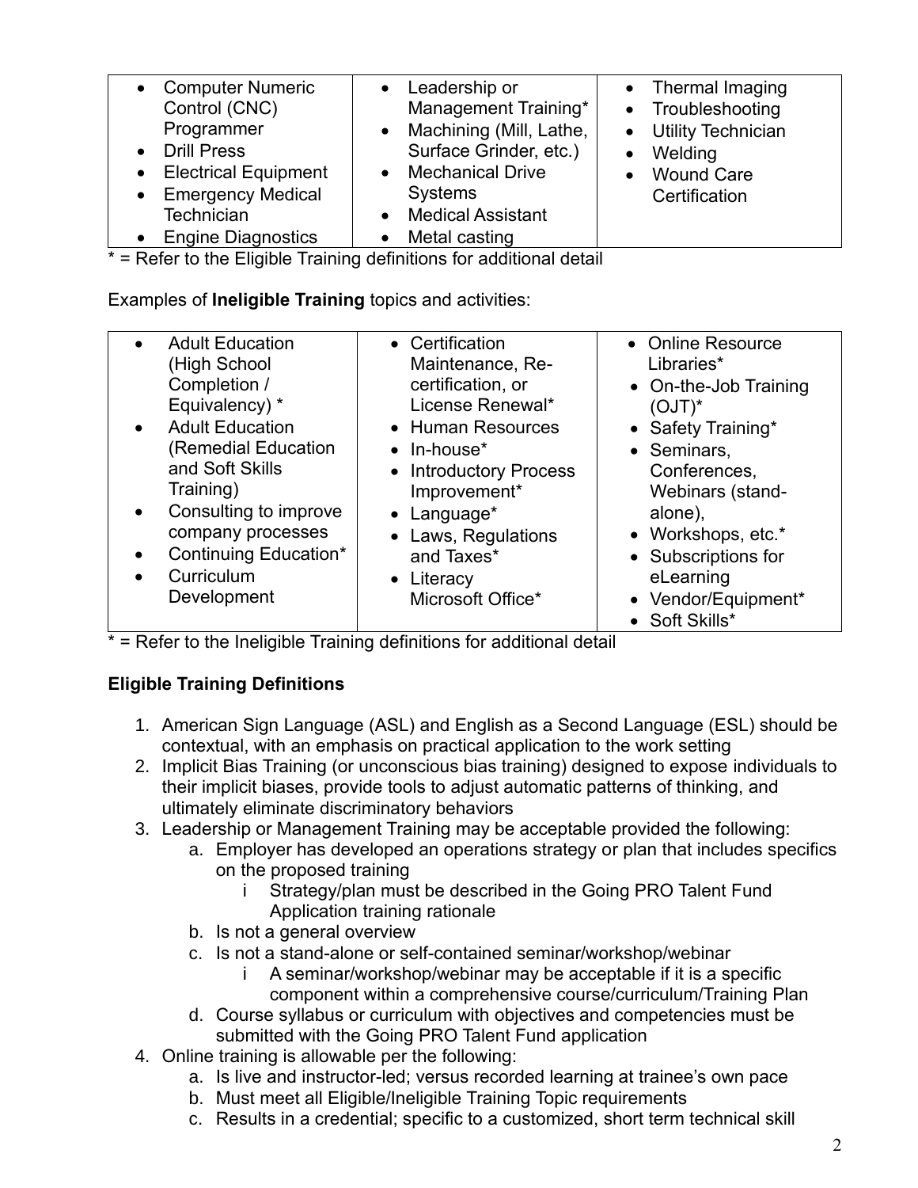| | | |
|---|---|---|
| • Computer Numeric Control (CNC) Programmer<br>• Drill Press<br>• Electrical Equipment<br>• Emergency Medical Technician<br>• Engine Diagnostics | • Leadership or Management Training*<br>• Machining (Mill, Lathe, Surface Grinder, etc.)<br>• Mechanical Drive Systems<br>• Medical Assistant<br>• Metal casting | • Thermal Imaging<br>• Troubleshooting<br>• Utility Technician<br>• Welding<br>• Wound Care Certification |

* = Refer to the Eligible Training definitions for additional detail

Examples of **Ineligible Training** topics and activities:

| | | |
|---|---|---|
| • Adult Education (High School Completion / Equivalency) *<br>• Adult Education (Remedial Education and Soft Skills Training)<br>• Consulting to improve company processes<br>• Continuing Education*<br>• Curriculum Development | • Certification Maintenance, Re-certification, or License Renewal*<br>• Human Resources<br>• In-house*<br>• Introductory Process Improvement*<br>• Language*<br>• Laws, Regulations and Taxes*<br>• Literacy Microsoft Office* | • Online Resource Libraries*<br>• On-the-Job Training (OJT)*<br>• Safety Training*<br>• Seminars, Conferences, Webinars (stand-alone),<br>• Workshops, etc.*<br>• Subscriptions for eLearning<br>• Vendor/Equipment*<br>• Soft Skills* |

* = Refer to the Ineligible Training definitions for additional detail

**Eligible Training Definitions**

1. American Sign Language (ASL) and English as a Second Language (ESL) should be contextual, with an emphasis on practical application to the work setting
2. Implicit Bias Training (or unconscious bias training) designed to expose individuals to their implicit biases, provide tools to adjust automatic patterns of thinking, and ultimately eliminate discriminatory behaviors
3. Leadership or Management Training may be acceptable provided the following:
   a. Employer has developed an operations strategy or plan that includes specifics on the proposed training
      i Strategy/plan must be described in the Going PRO Talent Fund Application training rationale
   b. Is not a general overview
   c. Is not a stand-alone or self-contained seminar/workshop/webinar
      i A seminar/workshop/webinar may be acceptable if it is a specific component within a comprehensive course/curriculum/Training Plan
   d. Course syllabus or curriculum with objectives and competencies must be submitted with the Going PRO Talent Fund application
4. Online training is allowable per the following:
   a. Is live and instructor-led; versus recorded learning at trainee's own pace
   b. Must meet all Eligible/Ineligible Training Topic requirements
   c. Results in a credential; specific to a customized, short term technical skill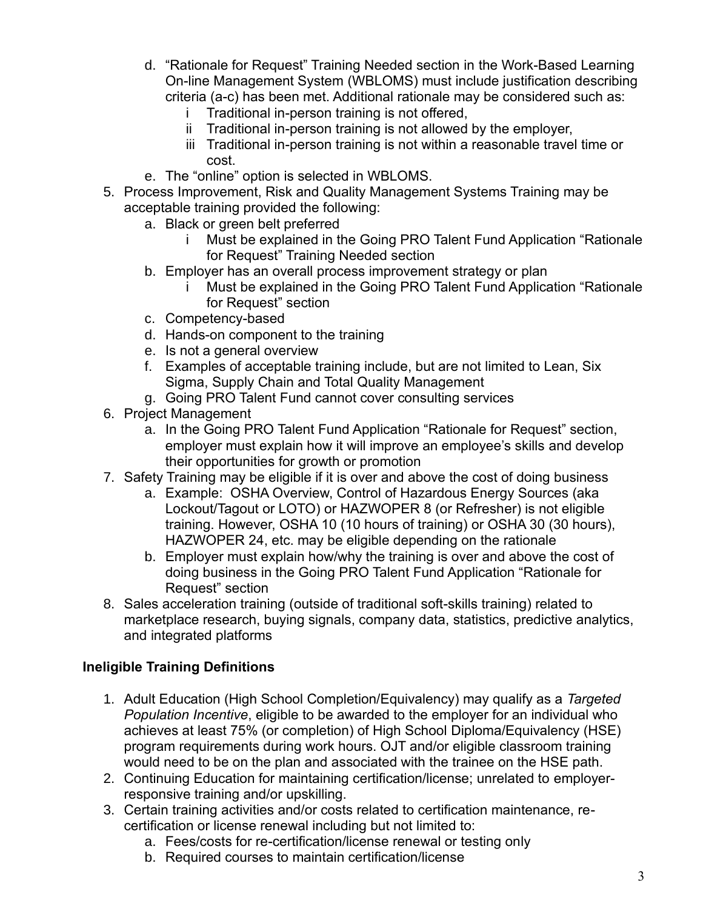d. "Rationale for Request" Training Needed section in the Work-Based Learning On-line Management System (WBLOMS) must include justification describing criteria (a-c) has been met. Additional rationale may be considered such as:
      i Traditional in-person training is not offered,
      ii Traditional in-person training is not allowed by the employer,
      iii Traditional in-person training is not within a reasonable travel time or cost.
   e. The "online" option is selected in WBLOMS.
5. Process Improvement, Risk and Quality Management Systems Training may be acceptable training provided the following:
   a. Black or green belt preferred
      i Must be explained in the Going PRO Talent Fund Application "Rationale for Request" Training Needed section
   b. Employer has an overall process improvement strategy or plan
      i Must be explained in the Going PRO Talent Fund Application "Rationale for Request" section
   c. Competency-based
   d. Hands-on component to the training
   e. Is not a general overview
   f. Examples of acceptable training include, but are not limited to Lean, Six Sigma, Supply Chain and Total Quality Management
   g. Going PRO Talent Fund cannot cover consulting services
6. Project Management
   a. In the Going PRO Talent Fund Application "Rationale for Request" section, employer must explain how it will improve an employee's skills and develop their opportunities for growth or promotion
7. Safety Training may be eligible if it is over and above the cost of doing business
   a. Example: OSHA Overview, Control of Hazardous Energy Sources (aka Lockout/Tagout or LOTO) or HAZWOPER 8 (or Refresher) is not eligible training. However, OSHA 10 (10 hours of training) or OSHA 30 (30 hours), HAZWOPER 24, etc. may be eligible depending on the rationale
   b. Employer must explain how/why the training is over and above the cost of doing business in the Going PRO Talent Fund Application "Rationale for Request" section
8. Sales acceleration training (outside of traditional soft-skills training) related to marketplace research, buying signals, company data, statistics, predictive analytics, and integrated platforms

**Ineligible Training Definitions**

1. Adult Education (High School Completion/Equivalency) may qualify as a *Targeted Population Incentive*, eligible to be awarded to the employer for an individual who achieves at least 75% (or completion) of High School Diploma/Equivalency (HSE) program requirements during work hours. OJT and/or eligible classroom training would need to be on the plan and associated with the trainee on the HSE path.
2. Continuing Education for maintaining certification/license; unrelated to employer-responsive training and/or upskilling.
3. Certain training activities and/or costs related to certification maintenance, re-certification or license renewal including but not limited to:
   a. Fees/costs for re-certification/license renewal or testing only
   b. Required courses to maintain certification/license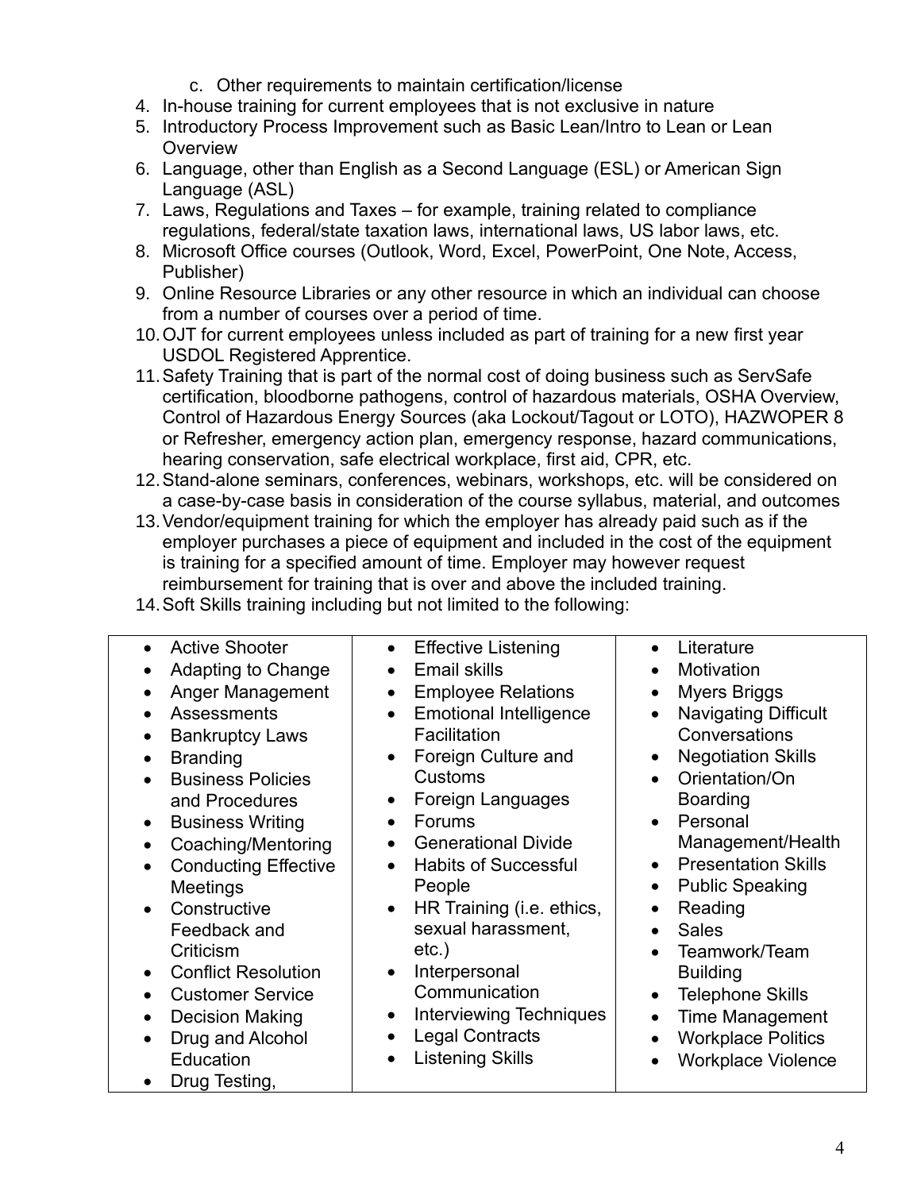c. Other requirements to maintain certification/license

4. In-house training for current employees that is not exclusive in nature
5. Introductory Process Improvement such as Basic Lean/Intro to Lean or Lean Overview
6. Language, other than English as a Second Language (ESL) or American Sign Language (ASL)
7. Laws, Regulations and Taxes – for example, training related to compliance regulations, federal/state taxation laws, international laws, US labor laws, etc.
8. Microsoft Office courses (Outlook, Word, Excel, PowerPoint, One Note, Access, Publisher)
9. Online Resource Libraries or any other resource in which an individual can choose from a number of courses over a period of time.
10. OJT for current employees unless included as part of training for a new first year USDOL Registered Apprentice.
11. Safety Training that is part of the normal cost of doing business such as ServSafe certification, bloodborne pathogens, control of hazardous materials, OSHA Overview, Control of Hazardous Energy Sources (aka Lockout/Tagout or LOTO), HAZWOPER 8 or Refresher, emergency action plan, emergency response, hazard communications, hearing conservation, safe electrical workplace, first aid, CPR, etc.
12. Stand-alone seminars, conferences, webinars, workshops, etc. will be considered on a case-by-case basis in consideration of the course syllabus, material, and outcomes
13. Vendor/equipment training for which the employer has already paid such as if the employer purchases a piece of equipment and included in the cost of the equipment is training for a specified amount of time. Employer may however request reimbursement for training that is over and above the included training.
14. Soft Skills training including but not limited to the following:

- Active Shooter
- Adapting to Change
- Anger Management
- Assessments
- Bankruptcy Laws
- Branding
- Business Policies and Procedures
- Business Writing
- Coaching/Mentoring
- Conducting Effective Meetings
- Constructive Feedback and Criticism
- Conflict Resolution
- Customer Service
- Decision Making
- Drug and Alcohol Education
- Drug Testing,
- Effective Listening
- Email skills
- Employee Relations
- Emotional Intelligence Facilitation
- Foreign Culture and Customs
- Foreign Languages
- Forums
- Generational Divide
- Habits of Successful People
- HR Training (i.e. ethics, sexual harassment, etc.)
- Interpersonal Communication
- Interviewing Techniques
- Legal Contracts
- Listening Skills
- Literature
- Motivation
- Myers Briggs
- Navigating Difficult Conversations
- Negotiation Skills
- Orientation/On Boarding
- Personal Management/Health
- Presentation Skills
- Public Speaking
- Reading
- Sales
- Teamwork/Team Building
- Telephone Skills
- Time Management
- Workplace Politics
- Workplace Violence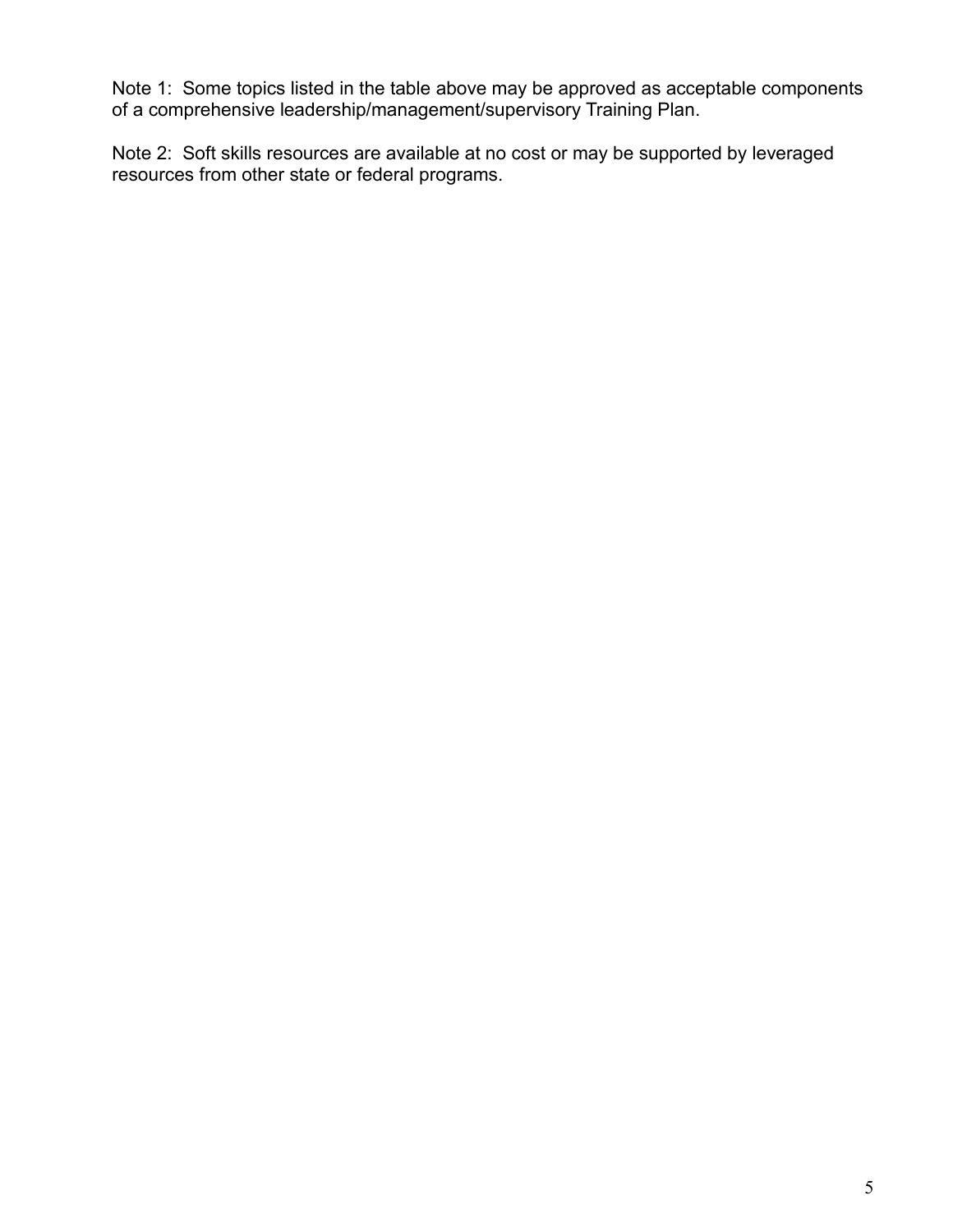Note 1: Some topics listed in the table above may be approved as acceptable components of a comprehensive leadership/management/supervisory Training Plan.

Note 2: Soft skills resources are available at no cost or may be supported by leveraged resources from other state or federal programs.